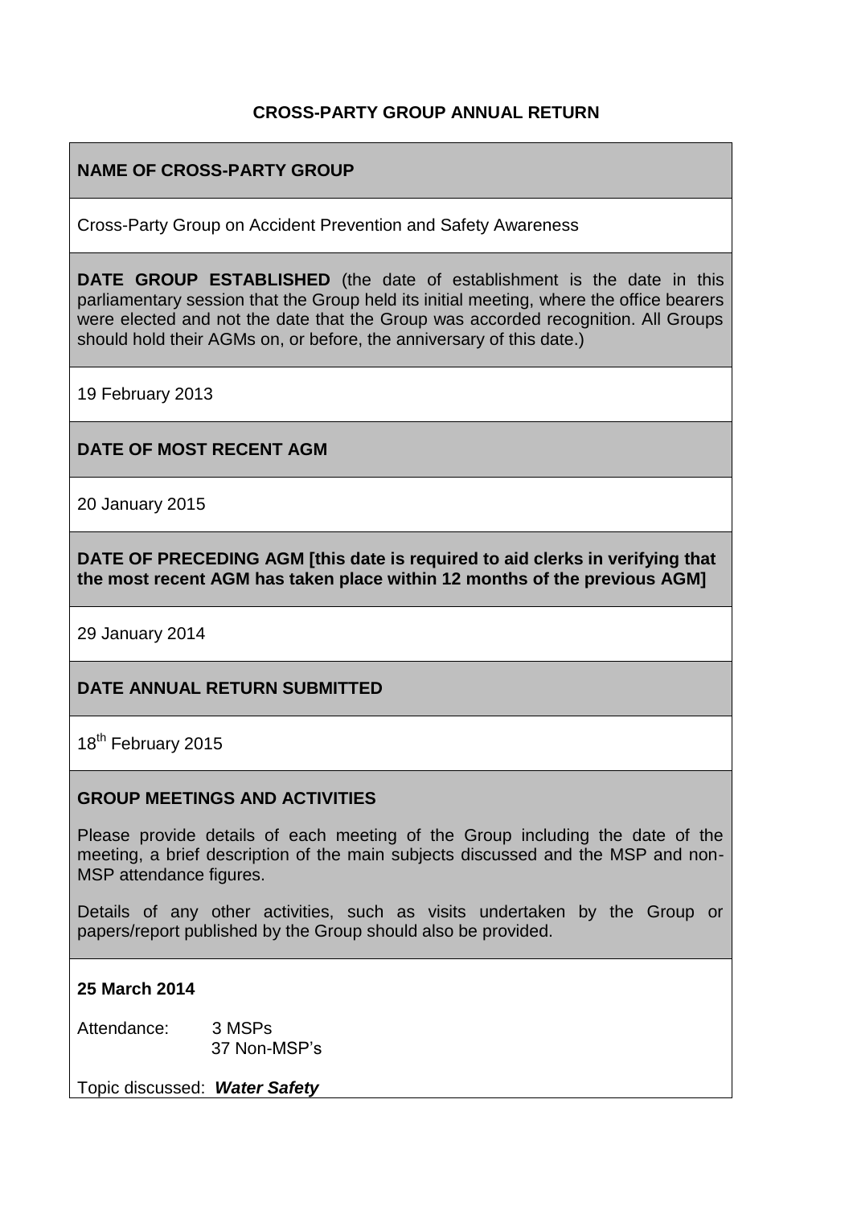# CROSS-PARTY GROUP ANNUAL RETURN

**NAME OF CROSS-PARTY GROUP**

Cross-Party Group on Accident Prevention and Safety Awareness

**DATE GROUP ESTABLISHED** (the date of establishment is the date in this parliamentary session that the Group held its initial meeting, where the office bearers were elected and not the date that the Group was accorded recognition. All Groups should hold their AGMs on, or before, the anniversary of this date.)

19 February 2013

**DATE OF MOST RECENT AGM**

20 January 2015

**DATE OF PRECEDING AGM [this date is required to aid clerks in verifying that the most recent AGM has taken place within 12 months of the previous AGM]**

29 January 2014

**DATE ANNUAL RETURN SUBMITTED**

18th February 2015

**GROUP MEETINGS AND ACTIVITIES**

Please provide details of each meeting of the Group including the date of the meeting, a brief description of the main subjects discussed and the MSP and non-MSP attendance figures.

Details of any other activities, such as visits undertaken by the Group or papers/report published by the Group should also be provided.

**25 March 2014**

Attendance: 3 MSPs
37 Non-MSP's

Topic discussed: ***Water Safety***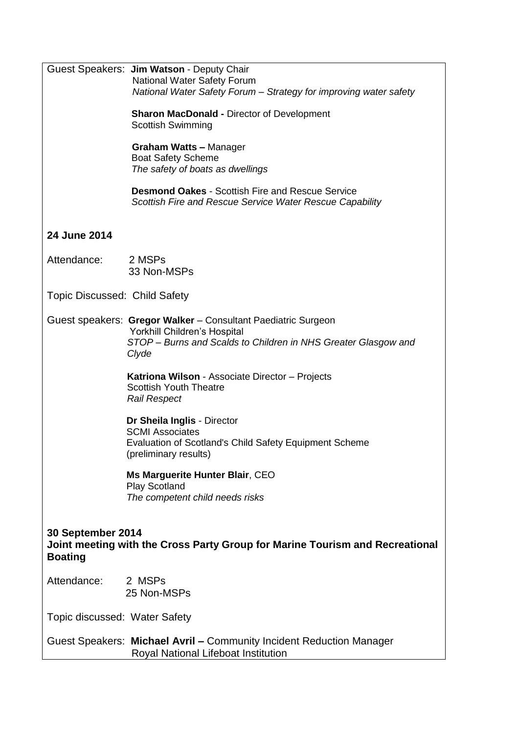Guest Speakers: **Jim Watson** - Deputy Chair
National Water Safety Forum
*National Water Safety Forum – Strategy for improving water safety*

**Sharon MacDonald -** Director of Development
Scottish Swimming

**Graham Watts –** Manager
Boat Safety Scheme
*The safety of boats as dwellings*

**Desmond Oakes** - Scottish Fire and Rescue Service
*Scottish Fire and Rescue Service Water Rescue Capability*

**24 June 2014**

Attendance: 2 MSPs
33 Non-MSPs

Topic Discussed: Child Safety

Guest speakers: **Gregor Walker** – Consultant Paediatric Surgeon
Yorkhill Children's Hospital
*STOP – Burns and Scalds to Children in NHS Greater Glasgow and Clyde*

**Katriona Wilson** - Associate Director – Projects
Scottish Youth Theatre
*Rail Respect*

**Dr Sheila Inglis** - Director
SCMI Associates
Evaluation of Scotland's Child Safety Equipment Scheme (preliminary results)

**Ms Marguerite Hunter Blair**, CEO
Play Scotland
*The competent child needs risks*

**30 September 2014**
**Joint meeting with the Cross Party Group for Marine Tourism and Recreational Boating**

Attendance: 2 MSPs
25 Non-MSPs

Topic discussed: Water Safety

Guest Speakers: **Michael Avril –** Community Incident Reduction Manager
Royal National Lifeboat Institution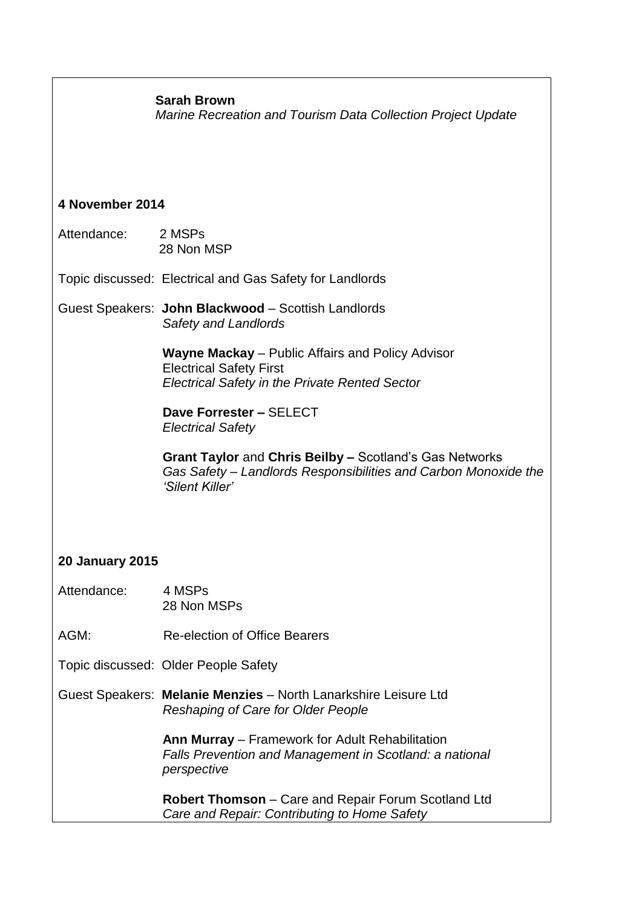**Sarah Brown**
*Marine Recreation and Tourism Data Collection Project Update*

**4 November 2014**

Attendance: 2 MSPs
28 Non MSP

Topic discussed: Electrical and Gas Safety for Landlords

Guest Speakers: **John Blackwood** – Scottish Landlords
*Safety and Landlords*

**Wayne Mackay** – Public Affairs and Policy Advisor
Electrical Safety First
*Electrical Safety in the Private Rented Sector*

**Dave Forrester –** SELECT
*Electrical Safety*

**Grant Taylor** and **Chris Beilby –** Scotland's Gas Networks
*Gas Safety – Landlords Responsibilities and Carbon Monoxide the 'Silent Killer'*

**20 January 2015**

Attendance: 4 MSPs
28 Non MSPs

AGM: Re-election of Office Bearers

Topic discussed: Older People Safety

Guest Speakers: **Melanie Menzies** – North Lanarkshire Leisure Ltd
*Reshaping of Care for Older People*

**Ann Murray** – Framework for Adult Rehabilitation
*Falls Prevention and Management in Scotland: a national perspective*

**Robert Thomson** – Care and Repair Forum Scotland Ltd
*Care and Repair: Contributing to Home Safety*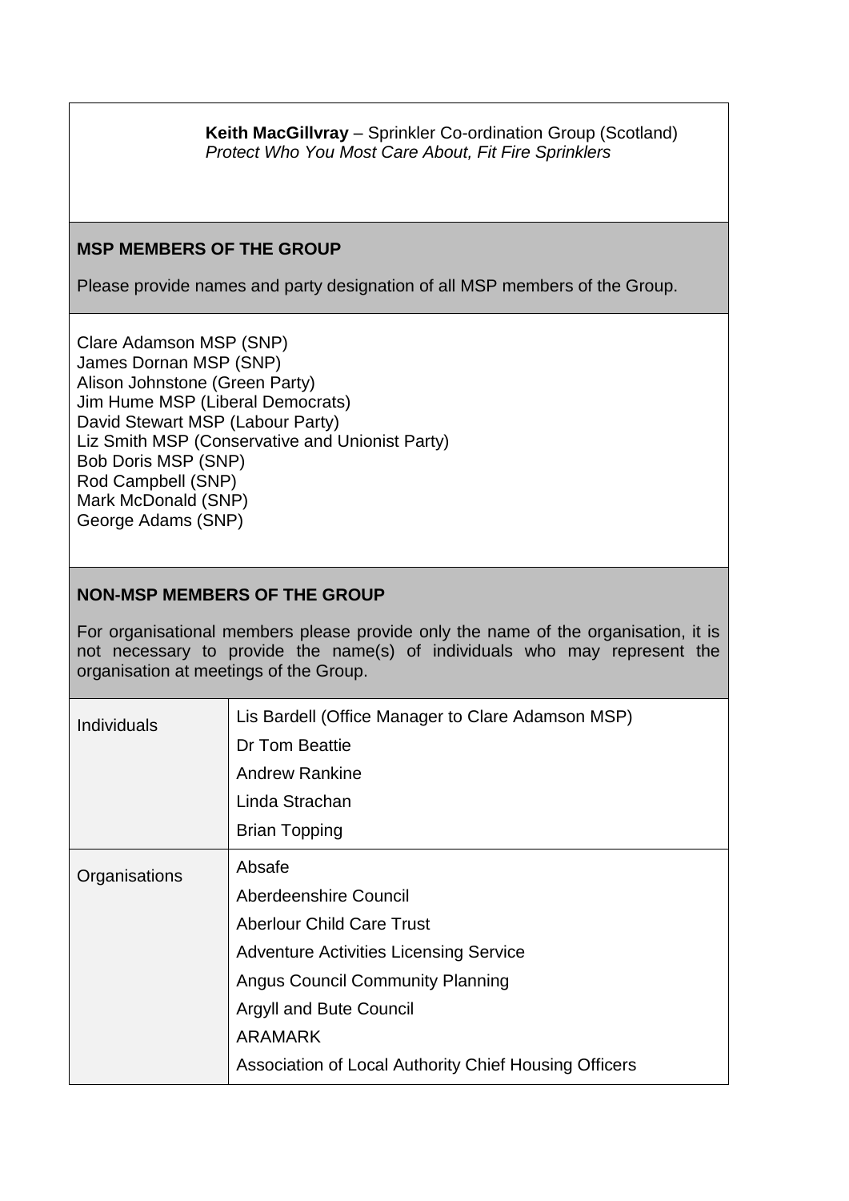**Keith MacGillvray** – Sprinkler Co-ordination Group (Scotland)
*Protect Who You Most Care About, Fit Fire Sprinklers*

### MSP MEMBERS OF THE GROUP

Please provide names and party designation of all MSP members of the Group.

Clare Adamson MSP (SNP)
James Dornan MSP (SNP)
Alison Johnstone (Green Party)
Jim Hume MSP (Liberal Democrats)
David Stewart MSP (Labour Party)
Liz Smith MSP (Conservative and Unionist Party)
Bob Doris MSP (SNP)
Rod Campbell (SNP)
Mark McDonald (SNP)
George Adams (SNP)

### NON-MSP MEMBERS OF THE GROUP

For organisational members please provide only the name of the organisation, it is not necessary to provide the name(s) of individuals who may represent the organisation at meetings of the Group.

| | |
|---|---|
| Individuals | Lis Bardell (Office Manager to Clare Adamson MSP)<br>Dr Tom Beattie<br>Andrew Rankine<br>Linda Strachan<br>Brian Topping |
| Organisations | Absafe<br>Aberdeenshire Council<br>Aberlour Child Care Trust<br>Adventure Activities Licensing Service<br>Angus Council Community Planning<br>Argyll and Bute Council<br>ARAMARK<br>Association of Local Authority Chief Housing Officers |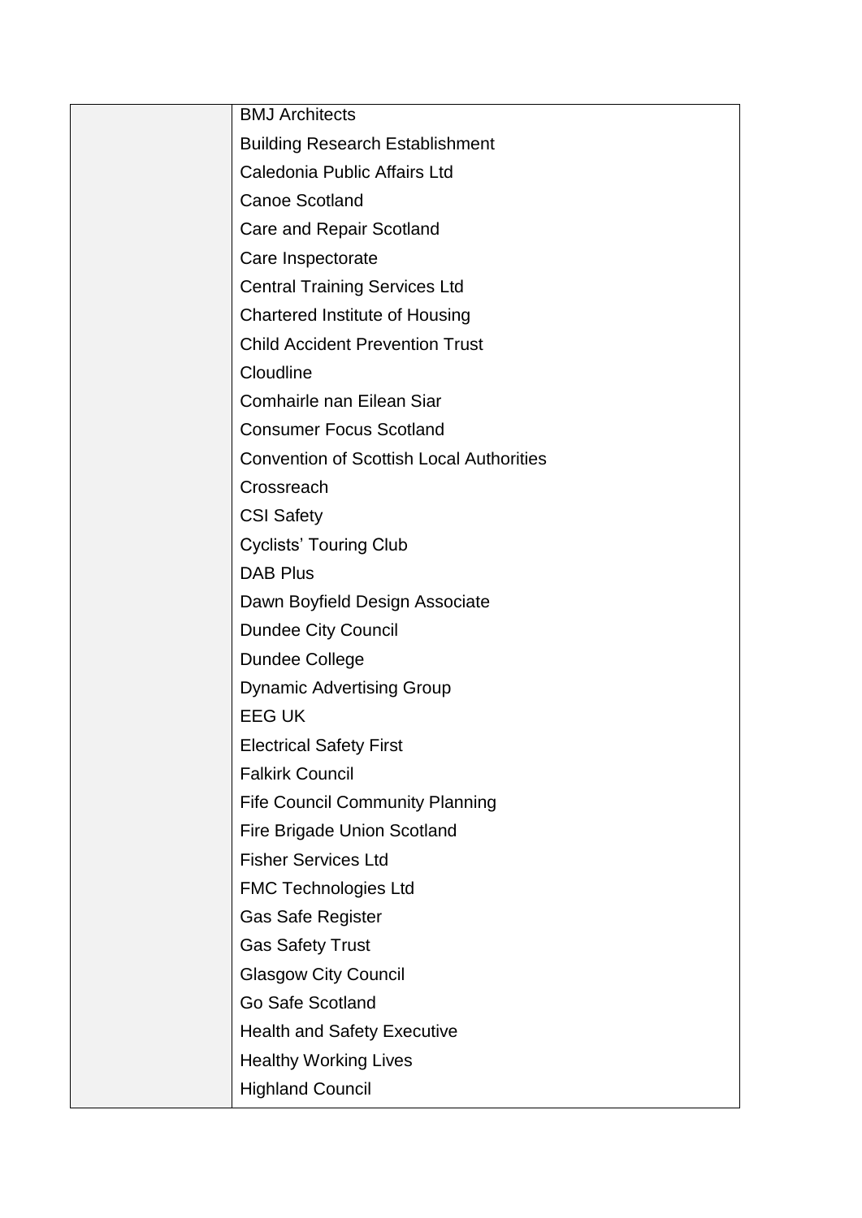| | |
|---|---|
| | BMJ Architects |
| | Building Research Establishment |
| | Caledonia Public Affairs Ltd |
| | Canoe Scotland |
| | Care and Repair Scotland |
| | Care Inspectorate |
| | Central Training Services Ltd |
| | Chartered Institute of Housing |
| | Child Accident Prevention Trust |
| | Cloudline |
| | Comhairle nan Eilean Siar |
| | Consumer Focus Scotland |
| | Convention of Scottish Local Authorities |
| | Crossreach |
| | CSI Safety |
| | Cyclists' Touring Club |
| | DAB Plus |
| | Dawn Boyfield Design Associate |
| | Dundee City Council |
| | Dundee College |
| | Dynamic Advertising Group |
| | EEG UK |
| | Electrical Safety First |
| | Falkirk Council |
| | Fife Council Community Planning |
| | Fire Brigade Union Scotland |
| | Fisher Services Ltd |
| | FMC Technologies Ltd |
| | Gas Safe Register |
| | Gas Safety Trust |
| | Glasgow City Council |
| | Go Safe Scotland |
| | Health and Safety Executive |
| | Healthy Working Lives |
| | Highland Council |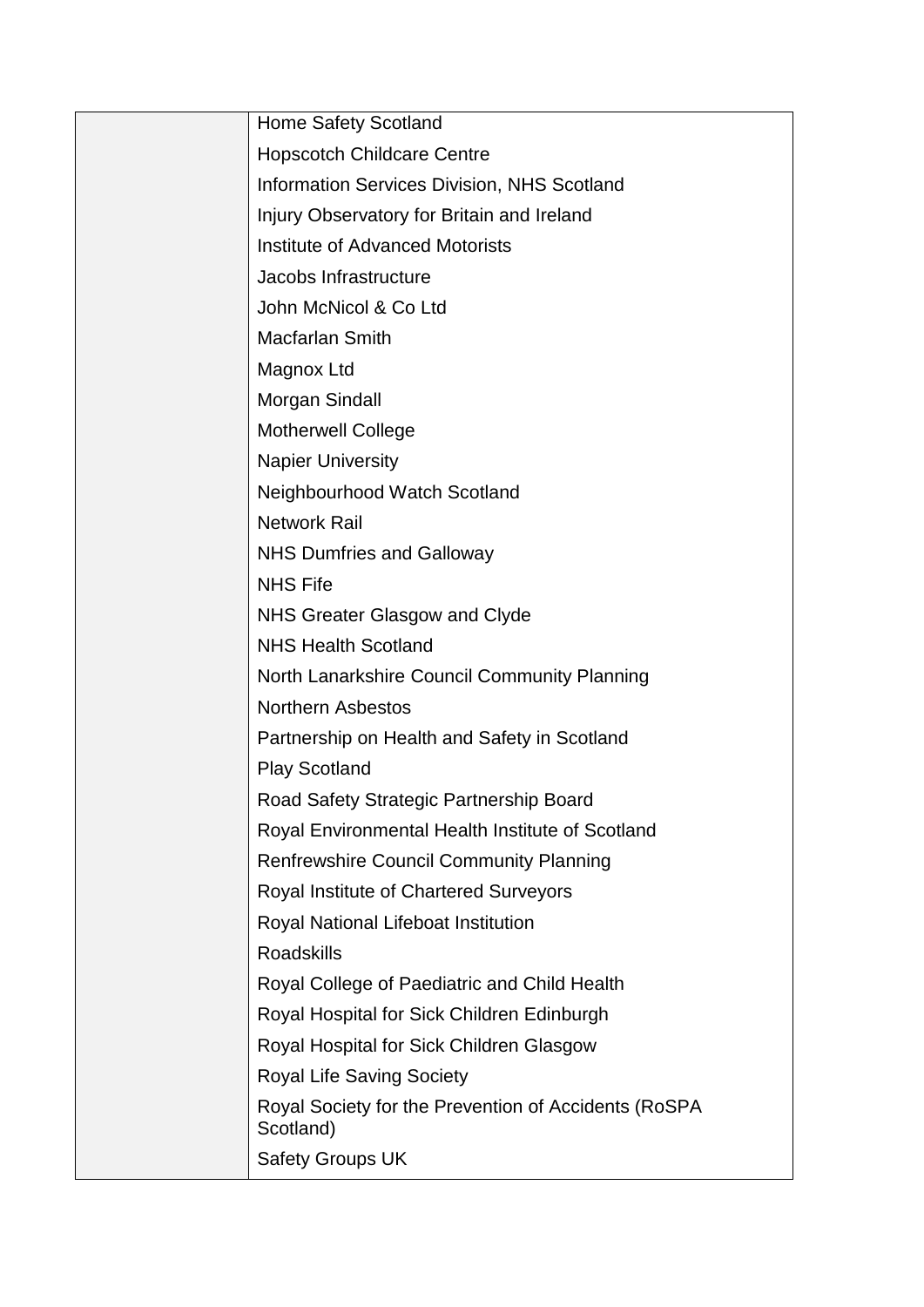| | |
|---|---|
| | Home Safety Scotland |
| | Hopscotch Childcare Centre |
| | Information Services Division, NHS Scotland |
| | Injury Observatory for Britain and Ireland |
| | Institute of Advanced Motorists |
| | Jacobs Infrastructure |
| | John McNicol & Co Ltd |
| | Macfarlan Smith |
| | Magnox Ltd |
| | Morgan Sindall |
| | Motherwell College |
| | Napier University |
| | Neighbourhood Watch Scotland |
| | Network Rail |
| | NHS Dumfries and Galloway |
| | NHS Fife |
| | NHS Greater Glasgow and Clyde |
| | NHS Health Scotland |
| | North Lanarkshire Council Community Planning |
| | Northern Asbestos |
| | Partnership on Health and Safety in Scotland |
| | Play Scotland |
| | Road Safety Strategic Partnership Board |
| | Royal Environmental Health Institute of Scotland |
| | Renfrewshire Council Community Planning |
| | Royal Institute of Chartered Surveyors |
| | Royal National Lifeboat Institution |
| | Roadskills |
| | Royal College of Paediatric and Child Health |
| | Royal Hospital for Sick Children Edinburgh |
| | Royal Hospital for Sick Children Glasgow |
| | Royal Life Saving Society |
| | Royal Society for the Prevention of Accidents (RoSPA Scotland) |
| | Safety Groups UK |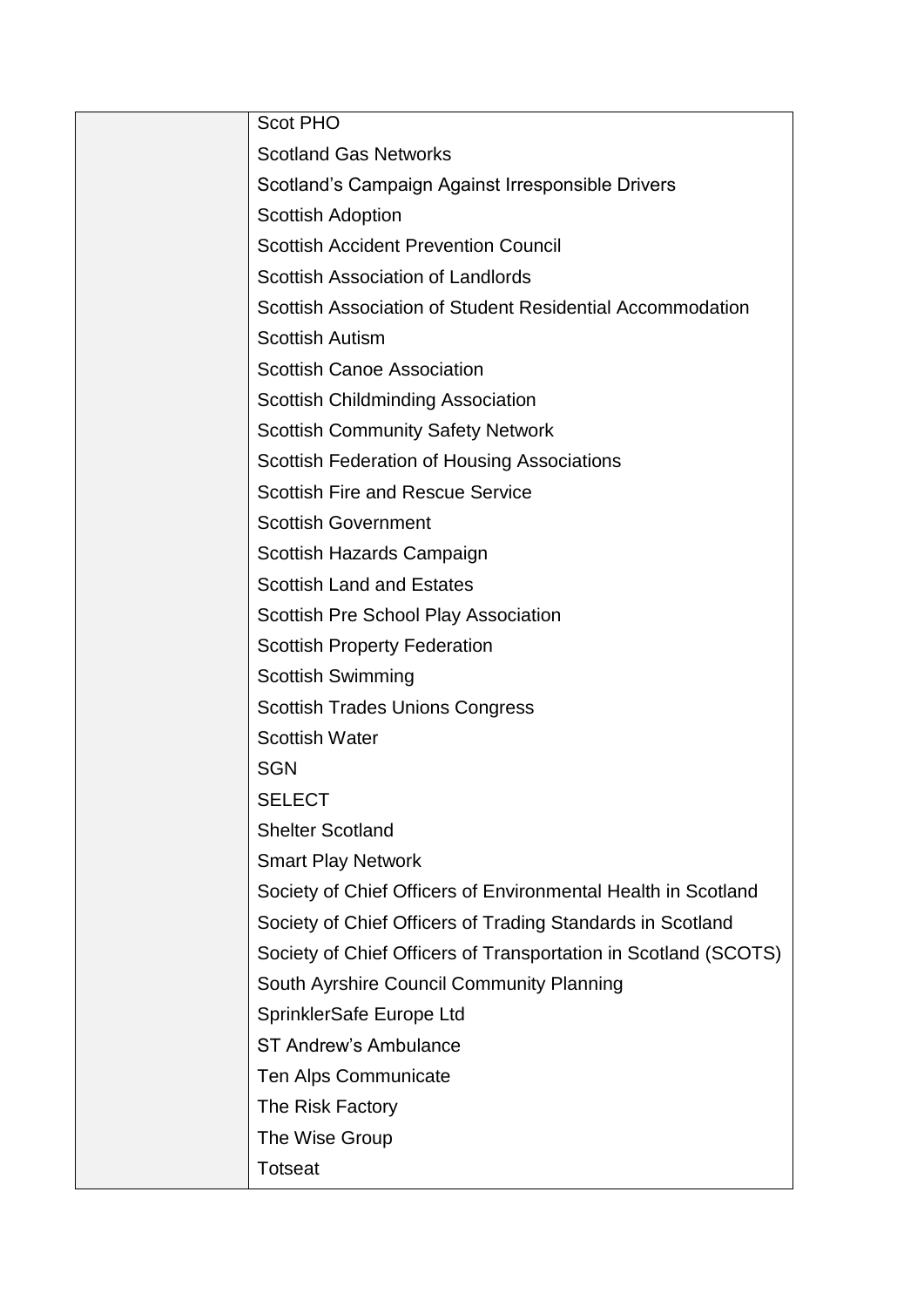|  | Scot PHO<br>Scotland Gas Networks<br>Scotland's Campaign Against Irresponsible Drivers<br>Scottish Adoption<br>Scottish Accident Prevention Council<br>Scottish Association of Landlords<br>Scottish Association of Student Residential Accommodation<br>Scottish Autism<br>Scottish Canoe Association<br>Scottish Childminding Association<br>Scottish Community Safety Network<br>Scottish Federation of Housing Associations<br>Scottish Fire and Rescue Service<br>Scottish Government<br>Scottish Hazards Campaign<br>Scottish Land and Estates<br>Scottish Pre School Play Association<br>Scottish Property Federation<br>Scottish Swimming<br>Scottish Trades Unions Congress<br>Scottish Water<br>SGN<br>SELECT<br>Shelter Scotland<br>Smart Play Network<br>Society of Chief Officers of Environmental Health in Scotland<br>Society of Chief Officers of Trading Standards in Scotland<br>Society of Chief Officers of Transportation in Scotland (SCOTS)<br>South Ayrshire Council Community Planning<br>SprinklerSafe Europe Ltd<br>ST Andrew's Ambulance<br>Ten Alps Communicate<br>The Risk Factory<br>The Wise Group<br>Totseat |
|---|---|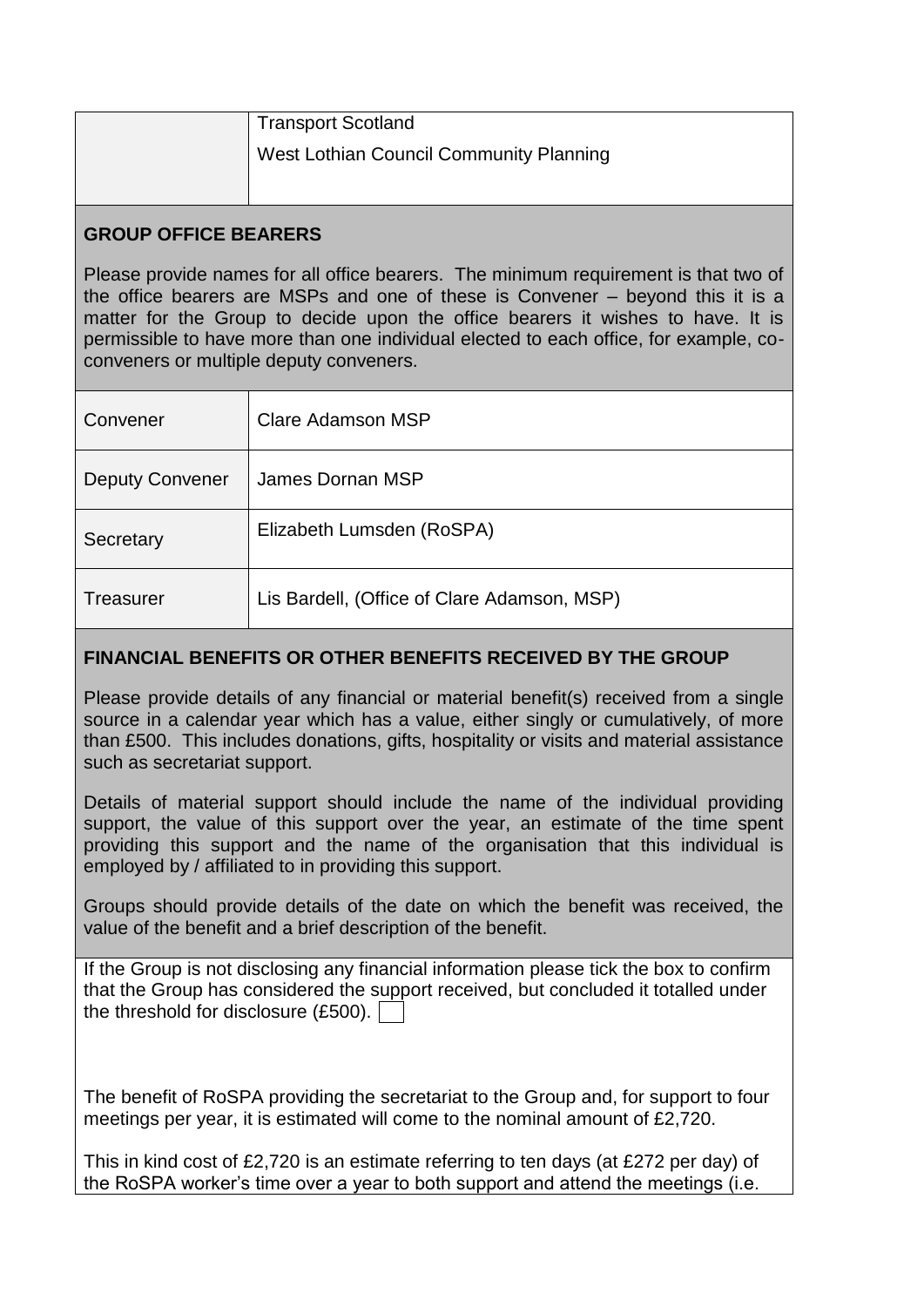| | |
|---|---|
| | Transport Scotland<br>West Lothian Council Community Planning |

## GROUP OFFICE BEARERS

Please provide names for all office bearers. The minimum requirement is that two of the office bearers are MSPs and one of these is Convener – beyond this it is a matter for the Group to decide upon the office bearers it wishes to have. It is permissible to have more than one individual elected to each office, for example, co-conveners or multiple deputy conveners.

| | |
|---|---|
| Convener | Clare Adamson MSP |
| Deputy Convener | James Dornan MSP |
| Secretary | Elizabeth Lumsden (RoSPA) |
| Treasurer | Lis Bardell, (Office of Clare Adamson, MSP) |

## FINANCIAL BENEFITS OR OTHER BENEFITS RECEIVED BY THE GROUP

Please provide details of any financial or material benefit(s) received from a single source in a calendar year which has a value, either singly or cumulatively, of more than £500. This includes donations, gifts, hospitality or visits and material assistance such as secretariat support.

Details of material support should include the name of the individual providing support, the value of this support over the year, an estimate of the time spent providing this support and the name of the organisation that this individual is employed by / affiliated to in providing this support.

Groups should provide details of the date on which the benefit was received, the value of the benefit and a brief description of the benefit.

If the Group is not disclosing any financial information please tick the box to confirm that the Group has considered the support received, but concluded it totalled under the threshold for disclosure (£500). ☐

The benefit of RoSPA providing the secretariat to the Group and, for support to four meetings per year, it is estimated will come to the nominal amount of £2,720.

This in kind cost of £2,720 is an estimate referring to ten days (at £272 per day) of the RoSPA worker's time over a year to both support and attend the meetings (i.e.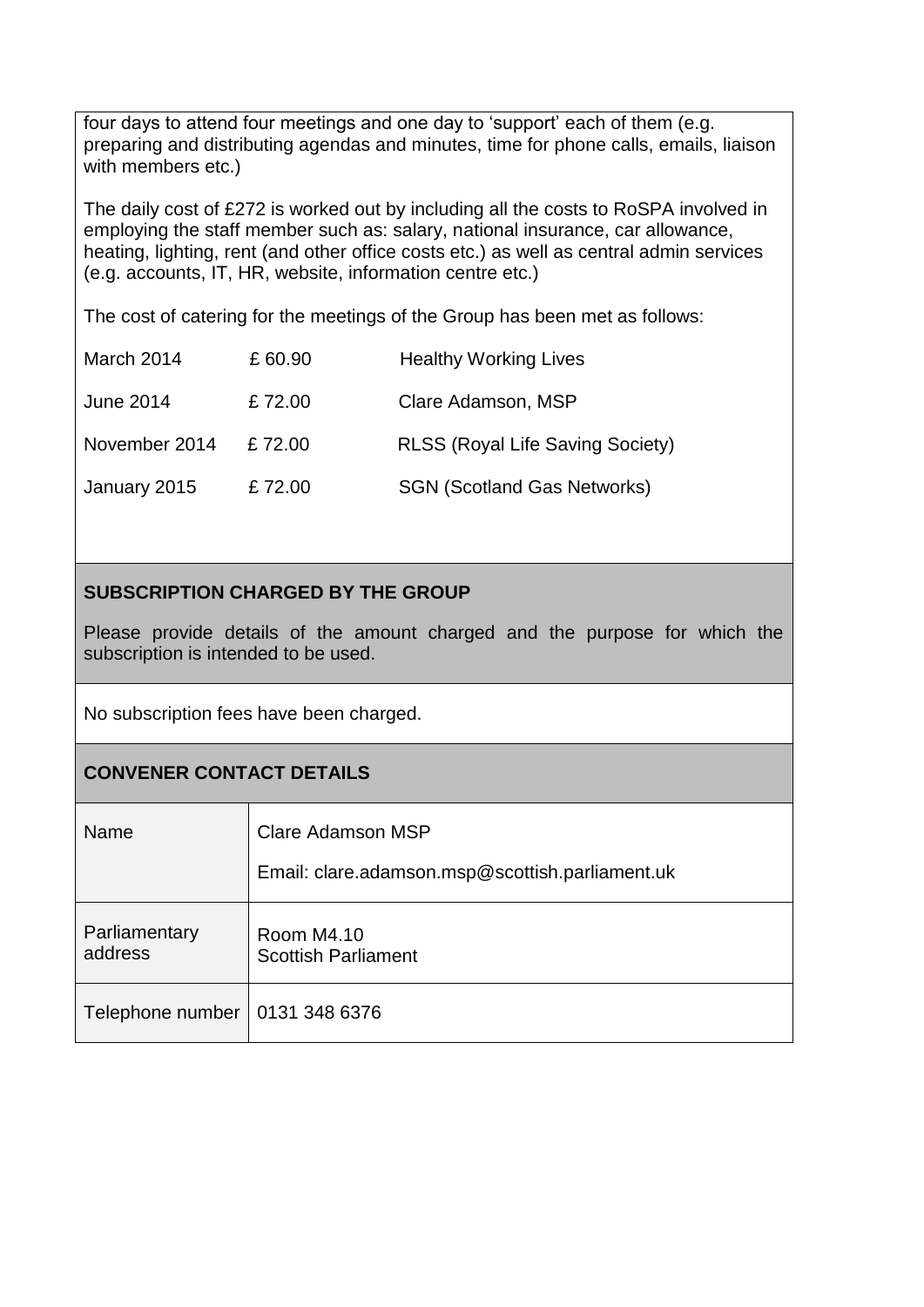four days to attend four meetings and one day to 'support' each of them (e.g. preparing and distributing agendas and minutes, time for phone calls, emails, liaison with members etc.)

The daily cost of £272 is worked out by including all the costs to RoSPA involved in employing the staff member such as: salary, national insurance, car allowance, heating, lighting, rent (and other office costs etc.) as well as central admin services (e.g. accounts, IT, HR, website, information centre etc.)

The cost of catering for the meetings of the Group has been met as follows:

| | | |
|---|---|---|
| March 2014 | £ 60.90 | Healthy Working Lives |
| June 2014 | £ 72.00 | Clare Adamson, MSP |
| November 2014 | £ 72.00 | RLSS (Royal Life Saving Society) |
| January 2015 | £ 72.00 | SGN (Scotland Gas Networks) |

**SUBSCRIPTION CHARGED BY THE GROUP**

Please provide details of the amount charged and the purpose for which the subscription is intended to be used.

No subscription fees have been charged.

**CONVENER CONTACT DETAILS**

| | |
|---|---|
| Name | Clare Adamson MSP<br>Email: clare.adamson.msp@scottish.parliament.uk |
| Parliamentary address | Room M4.10<br>Scottish Parliament |
| Telephone number | 0131 348 6376 |